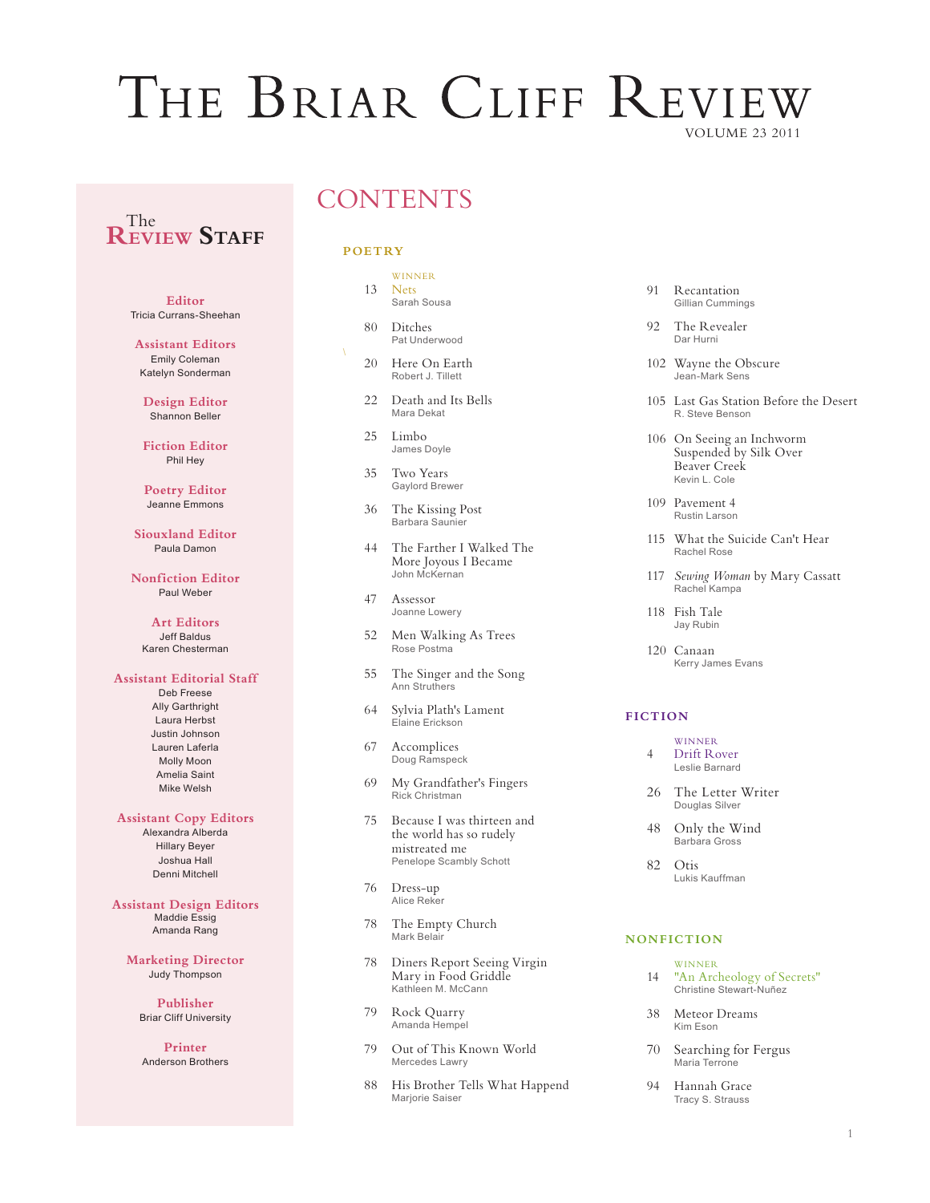# THE BRIAR CLIFF REVIEW

VOLUME 23 2011

## The REVIEW STAFF

**Editor**
Tricia Currans-Sheehan

**Assistant Editors**
Emily Coleman
Katelyn Sonderman

**Design Editor**
Shannon Beller

**Fiction Editor**
Phil Hey

**Poetry Editor**
Jeanne Emmons

**Siouxland Editor**
Paula Damon

**Nonfiction Editor**
Paul Weber

**Art Editors**
Jeff Baldus
Karen Chesterman

**Assistant Editorial Staff**
Deb Freese
Ally Garthright
Laura Herbst
Justin Johnson
Lauren Laferla
Molly Moon
Amelia Saint
Mike Welsh

**Assistant Copy Editors**
Alexandra Alberda
Hillary Beyer
Joshua Hall
Denni Mitchell

**Assistant Design Editors**
Maddie Essig
Amanda Rang

**Marketing Director**
Judy Thompson

**Publisher**
Briar Cliff University

**Printer**
Anderson Brothers

## CONTENTS

### POETRY

- 13 WINNER — Nets — Sarah Sousa
- 80 Ditches — Pat Underwood
- 20 Here On Earth — Robert J. Tillett
- 22 Death and Its Bells — Mara Dekat
- 25 Limbo — James Doyle
- 35 Two Years — Gaylord Brewer
- 36 The Kissing Post — Barbara Saunier
- 44 The Farther I Walked The More Joyous I Became — John McKernan
- 47 Assessor — Joanne Lowery
- 52 Men Walking As Trees — Rose Postma
- 55 The Singer and the Song — Ann Struthers
- 64 Sylvia Plath's Lament — Elaine Erickson
- 67 Accomplices — Doug Ramspeck
- 69 My Grandfather's Fingers — Rick Christman
- 75 Because I was thirteen and the world has so rudely mistreated me — Penelope Scambly Schott
- 76 Dress-up — Alice Reker
- 78 The Empty Church — Mark Belair
- 78 Diners Report Seeing Virgin Mary in Food Griddle — Kathleen M. McCann
- 79 Rock Quarry — Amanda Hempel
- 79 Out of This Known World — Mercedes Lawry
- 88 His Brother Tells What Happend — Marjorie Saiser
- 91 Recantation — Gillian Cummings
- 92 The Revealer — Dar Hurni
- 102 Wayne the Obscure — Jean-Mark Sens
- 105 Last Gas Station Before the Desert — R. Steve Benson
- 106 On Seeing an Inchworm Suspended by Silk Over Beaver Creek — Kevin L. Cole
- 109 Pavement 4 — Rustin Larson
- 115 What the Suicide Can't Hear — Rachel Rose
- 117 *Sewing Woman* by Mary Cassatt — Rachel Kampa
- 118 Fish Tale — Jay Rubin
- 120 Canaan — Kerry James Evans

### FICTION

- 4 WINNER — Drift Rover — Leslie Barnard
- 26 The Letter Writer — Douglas Silver
- 48 Only the Wind — Barbara Gross
- 82 Otis — Lukis Kauffman

### NONFICTION

- 14 WINNER — "An Archeology of Secrets" — Christine Stewart-Nuñez
- 38 Meteor Dreams — Kim Eson
- 70 Searching for Fergus — Maria Terrone
- 94 Hannah Grace — Tracy S. Strauss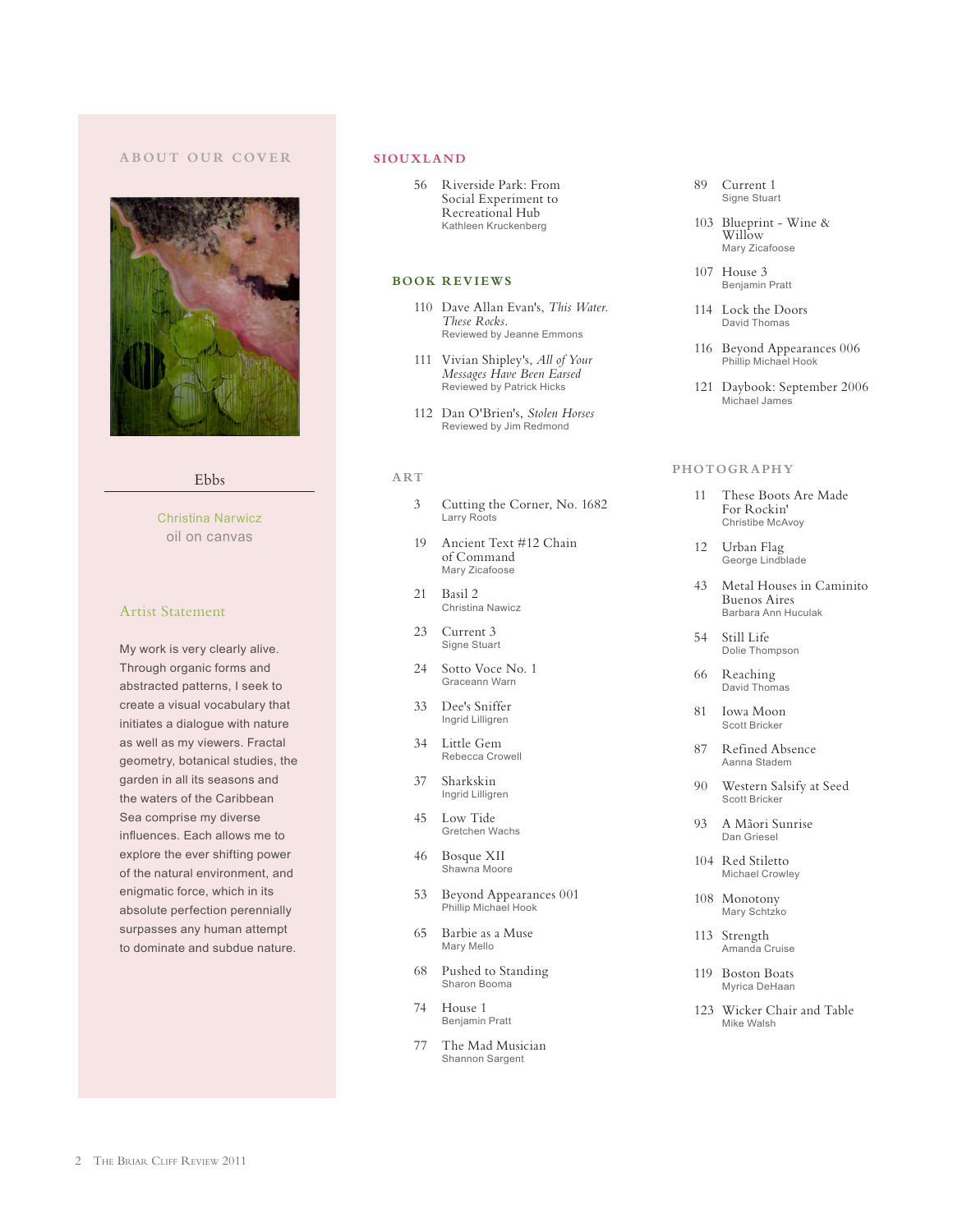## About Our Cover

Ebbs

Christina Narwicz
oil on canvas

### Artist Statement

My work is very clearly alive. Through organic forms and abstracted patterns, I seek to create a visual vocabulary that initiates a dialogue with nature as well as my viewers. Fractal geometry, botanical studies, the garden in all its seasons and the waters of the Caribbean Sea comprise my diverse influences. Each allows me to explore the ever shifting power of the natural environment, and enigmatic force, which in its absolute perfection perennially surpasses any human attempt to dominate and subdue nature.

## Siouxland

56 Riverside Park: From Social Experiment to Recreational Hub
Kathleen Kruckenberg

## Book Reviews

110 Dave Allan Evan's, *This Water. These Rocks.*
Reviewed by Jeanne Emmons

111 Vivian Shipley's, *All of Your Messages Have Been Earsed*
Reviewed by Patrick Hicks

112 Dan O'Brien's, *Stolen Horses*
Reviewed by Jim Redmond

## Art

3 Cutting the Corner, No. 1682
Larry Roots

19 Ancient Text #12 Chain of Command
Mary Zicafoose

21 Basil 2
Christina Nawicz

23 Current 3
Signe Stuart

24 Sotto Voce No. 1
Graceann Warn

33 Dee's Sniffer
Ingrid Lilligren

34 Little Gem
Rebecca Crowell

37 Sharkskin
Ingrid Lilligren

45 Low Tide
Gretchen Wachs

46 Bosque XII
Shawna Moore

53 Beyond Appearances 001
Phillip Michael Hook

65 Barbie as a Muse
Mary Mello

68 Pushed to Standing
Sharon Booma

74 House 1
Benjamin Pratt

77 The Mad Musician
Shannon Sargent

89 Current 1
Signe Stuart

103 Blueprint - Wine & Willow
Mary Zicafoose

107 House 3
Benjamin Pratt

114 Lock the Doors
David Thomas

116 Beyond Appearances 006
Phillip Michael Hook

121 Daybook: September 2006
Michael James

## Photography

11 These Boots Are Made For Rockin'
Christibe McAvoy

12 Urban Flag
George Lindblade

43 Metal Houses in Caminito Buenos Aires
Barbara Ann Huculak

54 Still Life
Dolie Thompson

66 Reaching
David Thomas

81 Iowa Moon
Scott Bricker

87 Refined Absence
Aanna Stadem

90 Western Salsify at Seed
Scott Bricker

93 A Māori Sunrise
Dan Griesel

104 Red Stiletto
Michael Crowley

108 Monotony
Mary Schtzko

113 Strength
Amanda Cruise

119 Boston Boats
Myrica DeHaan

123 Wicker Chair and Table
Mike Walsh